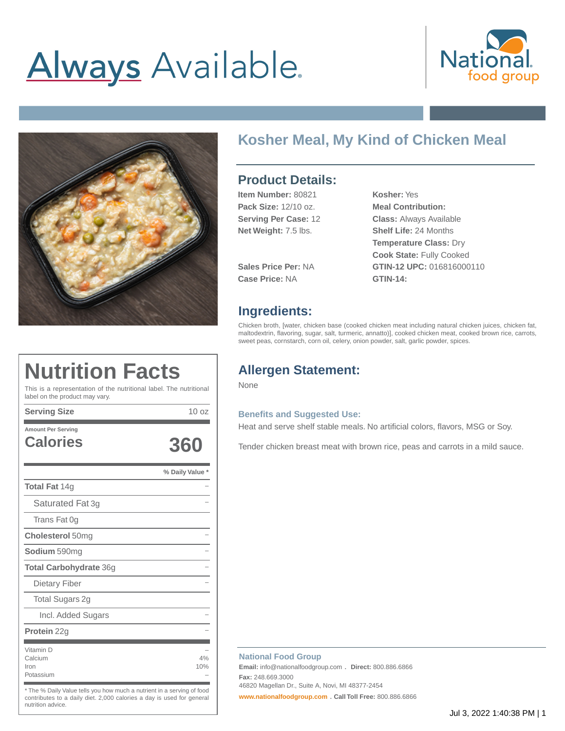Always Available.

National food group

# Kosher Meal, My Kind of Chicken Meal

## Product Details:

**Item Number:** 80821
**Pack Size:** 12/10 oz.
**Serving Per Case:** 12
**Net Weight:** 7.5 lbs.

**Sales Price Per:** NA
**Case Price:** NA

**Kosher:** Yes
**Meal Contribution:**
**Class:** Always Available
**Shelf Life:** 24 Months
**Temperature Class:** Dry
**Cook State:** Fully Cooked
**GTIN-12 UPC:** 016816000110
**GTIN-14:**

## Ingredients:

Chicken broth, [water, chicken base (cooked chicken meat including natural chicken juices, chicken fat, maltodextrin, flavoring, sugar, salt, turmeric, annatto)], cooked chicken meat, cooked brown rice, carrots, sweet peas, cornstarch, corn oil, celery, onion powder, salt, garlic powder, spices.

## Nutrition Facts

This is a representation of the nutritional label. The nutritional label on the product may vary.

| | |
|---|---|
| **Serving Size** | 10 oz |
| Amount Per Serving | |
| **Calories** | **360** |
| | **% Daily Value \*** |
| **Total Fat** 14g | – |
| Saturated Fat 3g | – |
| Trans Fat 0g | |
| **Cholesterol** 50mg | – |
| **Sodium** 590mg | – |
| **Total Carbohydrate** 36g | – |
| Dietary Fiber | – |
| Total Sugars 2g | |
| Incl. Added Sugars | – |
| **Protein** 22g | – |
| Vitamin D | – |
| Calcium | 4% |
| Iron | 10% |
| Potassium | – |

\* The % Daily Value tells you how much a nutrient in a serving of food contributes to a daily diet. 2,000 calories a day is used for general nutrition advice.

## Allergen Statement:

None

### Benefits and Suggested Use:

Heat and serve shelf stable meals. No artificial colors, flavors, MSG or Soy.

Tender chicken breast meat with brown rice, peas and carrots in a mild sauce.

**National Food Group**
**Email:** info@nationalfoodgroup.com . **Direct:** 800.886.6866
**Fax:** 248.669.3000
46820 Magellan Dr., Suite A, Novi, MI 48377-2454
**www.nationalfoodgroup.com** . **Call Toll Free:** 800.886.6866

Jul 3, 2022 1:40:38 PM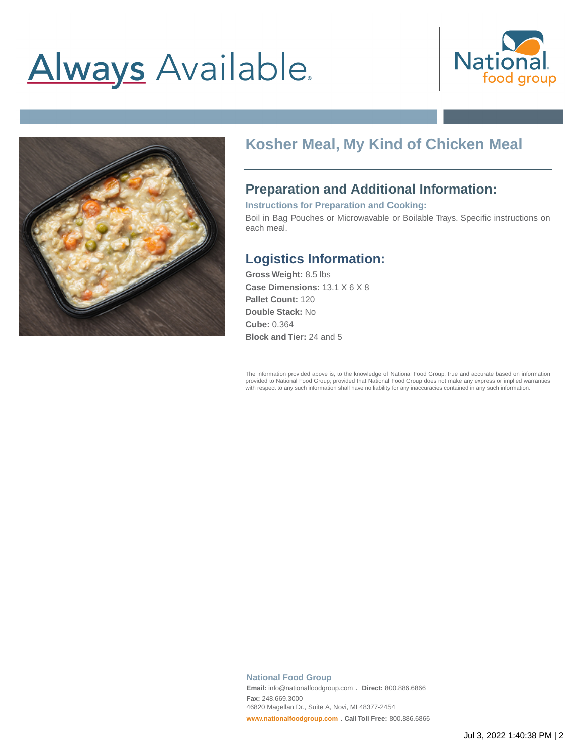# Always Available.

National food group

## Kosher Meal, My Kind of Chicken Meal

### Preparation and Additional Information:

**Instructions for Preparation and Cooking:**

Boil in Bag Pouches or Microwavable or Boilable Trays. Specific instructions on each meal.

### Logistics Information:

**Gross Weight:** 8.5 lbs
**Case Dimensions:** 13.1 X 6 X 8
**Pallet Count:** 120
**Double Stack:** No
**Cube:** 0.364
**Block and Tier:** 24 and 5

The information provided above is, to the knowledge of National Food Group, true and accurate based on information provided to National Food Group; provided that National Food Group does not make any express or implied warranties with respect to any such information shall have no liability for any inaccuracies contained in any such information.

**National Food Group**
**Email:** info@nationalfoodgroup.com . **Direct:** 800.886.6866
**Fax:** 248.669.3000
46820 Magellan Dr., Suite A, Novi, MI 48377-2454
**www.nationalfoodgroup.com** . **Call Toll Free:** 800.886.6866

Jul 3, 2022 1:40:38 PM